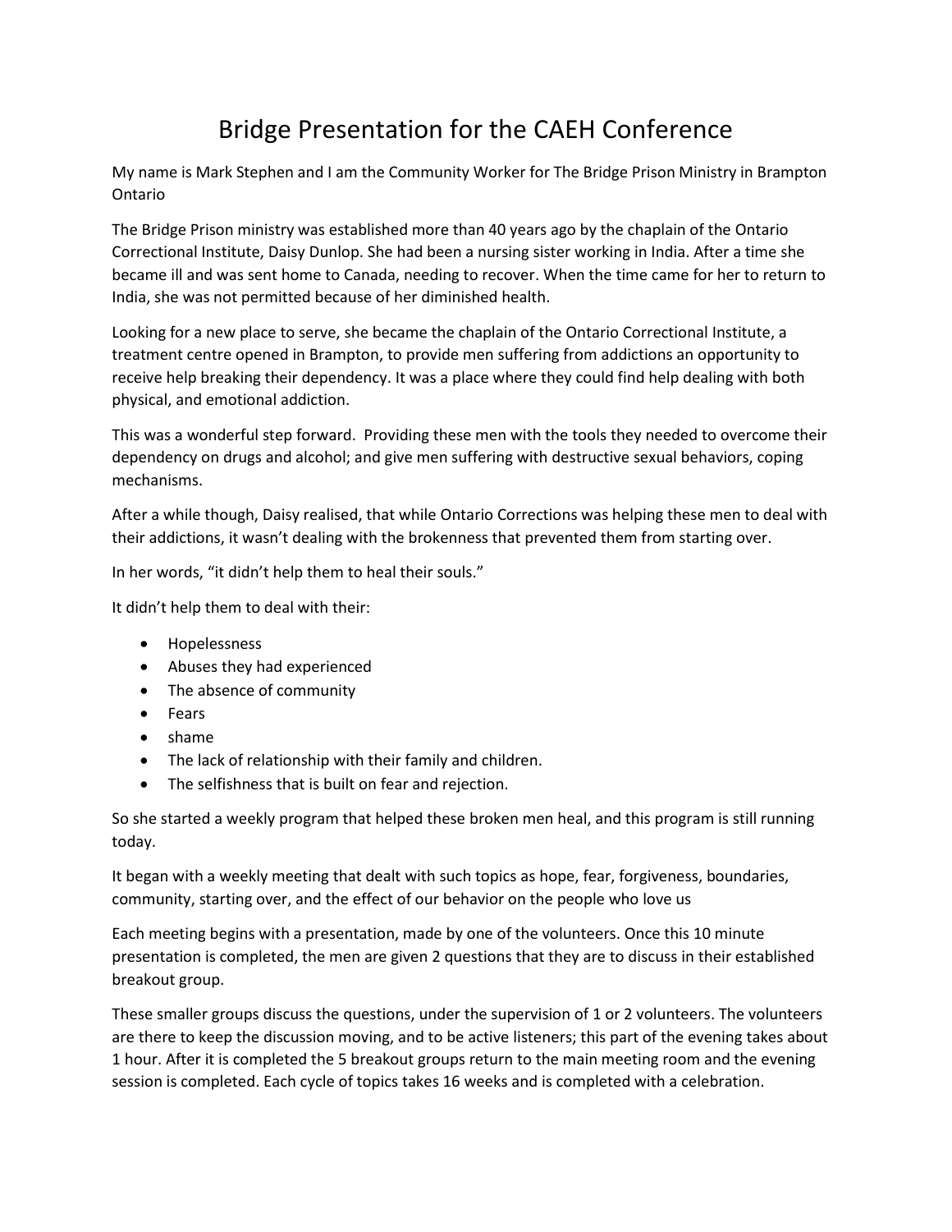# Bridge Presentation for the CAEH Conference

My name is Mark Stephen and I am the Community Worker for The Bridge Prison Ministry in Brampton Ontario

The Bridge Prison ministry was established more than 40 years ago by the chaplain of the Ontario Correctional Institute, Daisy Dunlop. She had been a nursing sister working in India. After a time she became ill and was sent home to Canada, needing to recover. When the time came for her to return to India, she was not permitted because of her diminished health.

Looking for a new place to serve, she became the chaplain of the Ontario Correctional Institute, a treatment centre opened in Brampton, to provide men suffering from addictions an opportunity to receive help breaking their dependency. It was a place where they could find help dealing with both physical, and emotional addiction.

This was a wonderful step forward. Providing these men with the tools they needed to overcome their dependency on drugs and alcohol; and give men suffering with destructive sexual behaviors, coping mechanisms.

After a while though, Daisy realised, that while Ontario Corrections was helping these men to deal with their addictions, it wasn't dealing with the brokenness that prevented them from starting over.

In her words, "it didn't help them to heal their souls."

It didn't help them to deal with their:

- Hopelessness
- Abuses they had experienced
- The absence of community
- Fears
- shame
- The lack of relationship with their family and children.
- The selfishness that is built on fear and rejection.

So she started a weekly program that helped these broken men heal, and this program is still running today.

It began with a weekly meeting that dealt with such topics as hope, fear, forgiveness, boundaries, community, starting over, and the effect of our behavior on the people who love us

Each meeting begins with a presentation, made by one of the volunteers. Once this 10 minute presentation is completed, the men are given 2 questions that they are to discuss in their established breakout group.

These smaller groups discuss the questions, under the supervision of 1 or 2 volunteers. The volunteers are there to keep the discussion moving, and to be active listeners; this part of the evening takes about 1 hour. After it is completed the 5 breakout groups return to the main meeting room and the evening session is completed. Each cycle of topics takes 16 weeks and is completed with a celebration.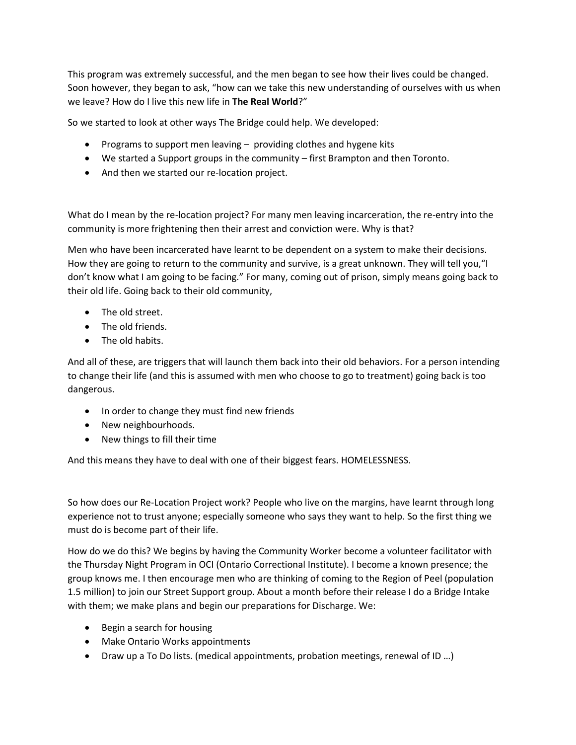This program was extremely successful, and the men began to see how their lives could be changed. Soon however, they began to ask, "how can we take this new understanding of ourselves with us when we leave? How do I live this new life in **The Real World**?"

So we started to look at other ways The Bridge could help. We developed:

- Programs to support men leaving – providing clothes and hygene kits
- We started a Support groups in the community – first Brampton and then Toronto.
- And then we started our re-location project.

What do I mean by the re-location project? For many men leaving incarceration, the re-entry into the community is more frightening then their arrest and conviction were. Why is that?

Men who have been incarcerated have learnt to be dependent on a system to make their decisions. How they are going to return to the community and survive, is a great unknown. They will tell you,"I don't know what I am going to be facing." For many, coming out of prison, simply means going back to their old life. Going back to their old community,

- The old street.
- The old friends.
- The old habits.

And all of these, are triggers that will launch them back into their old behaviors. For a person intending to change their life (and this is assumed with men who choose to go to treatment) going back is too dangerous.

- In order to change they must find new friends
- New neighbourhoods.
- New things to fill their time

And this means they have to deal with one of their biggest fears. HOMELESSNESS.

So how does our Re-Location Project work? People who live on the margins, have learnt through long experience not to trust anyone; especially someone who says they want to help. So the first thing we must do is become part of their life.

How do we do this? We begins by having the Community Worker become a volunteer facilitator with the Thursday Night Program in OCI (Ontario Correctional Institute). I become a known presence; the group knows me. I then encourage men who are thinking of coming to the Region of Peel (population 1.5 million) to join our Street Support group. About a month before their release I do a Bridge Intake with them; we make plans and begin our preparations for Discharge. We:

- Begin a search for housing
- Make Ontario Works appointments
- Draw up a To Do lists. (medical appointments, probation meetings, renewal of ID …)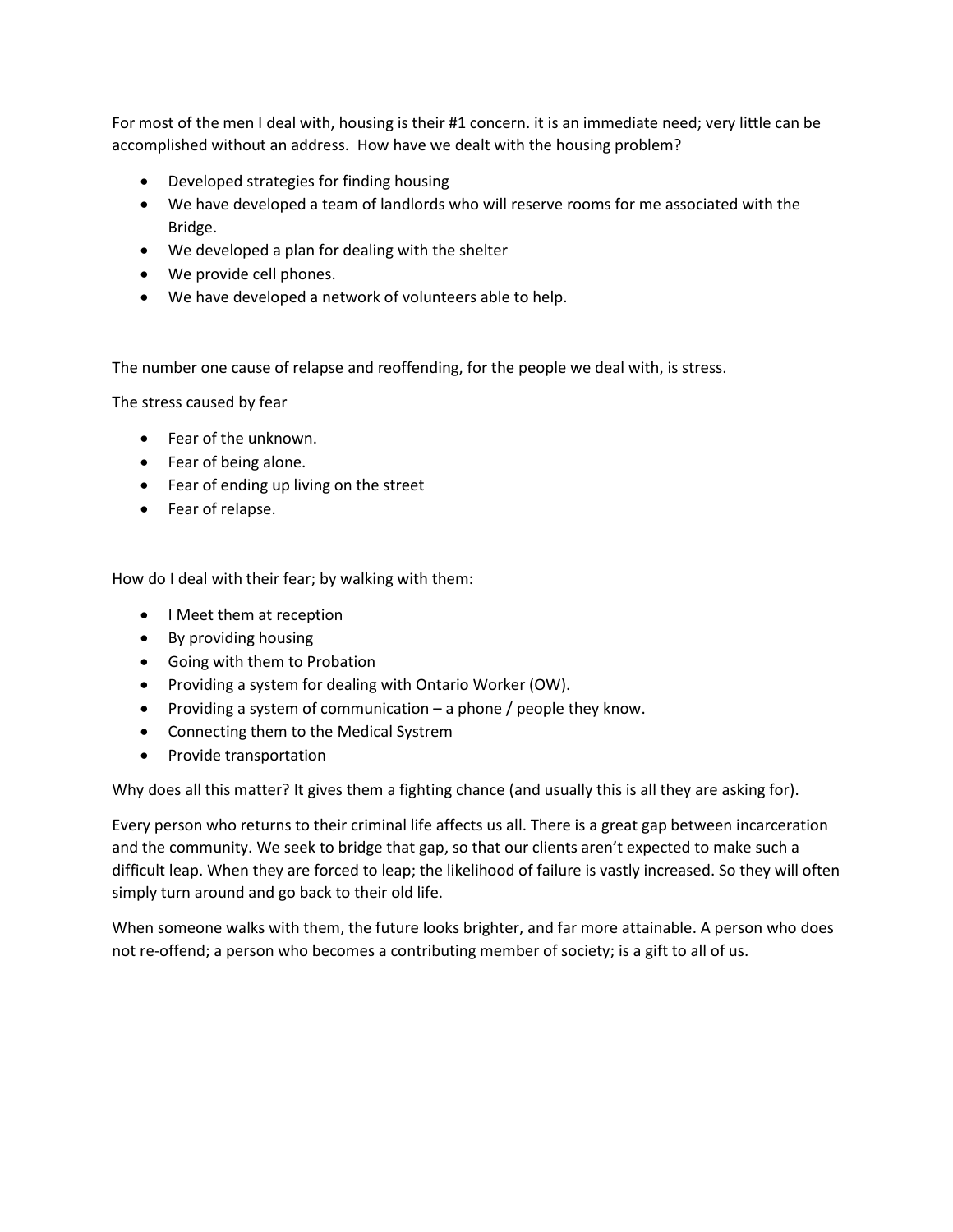For most of the men I deal with, housing is their #1 concern. it is an immediate need; very little can be accomplished without an address. How have we dealt with the housing problem?

- Developed strategies for finding housing
- We have developed a team of landlords who will reserve rooms for me associated with the Bridge.
- We developed a plan for dealing with the shelter
- We provide cell phones.
- We have developed a network of volunteers able to help.

The number one cause of relapse and reoffending, for the people we deal with, is stress.

The stress caused by fear

- Fear of the unknown.
- Fear of being alone.
- Fear of ending up living on the street
- Fear of relapse.

How do I deal with their fear; by walking with them:

- I Meet them at reception
- By providing housing
- Going with them to Probation
- Providing a system for dealing with Ontario Worker (OW).
- Providing a system of communication – a phone / people they know.
- Connecting them to the Medical Systrem
- Provide transportation

Why does all this matter? It gives them a fighting chance (and usually this is all they are asking for).

Every person who returns to their criminal life affects us all. There is a great gap between incarceration and the community. We seek to bridge that gap, so that our clients aren't expected to make such a difficult leap. When they are forced to leap; the likelihood of failure is vastly increased. So they will often simply turn around and go back to their old life.

When someone walks with them, the future looks brighter, and far more attainable. A person who does not re-offend; a person who becomes a contributing member of society; is a gift to all of us.